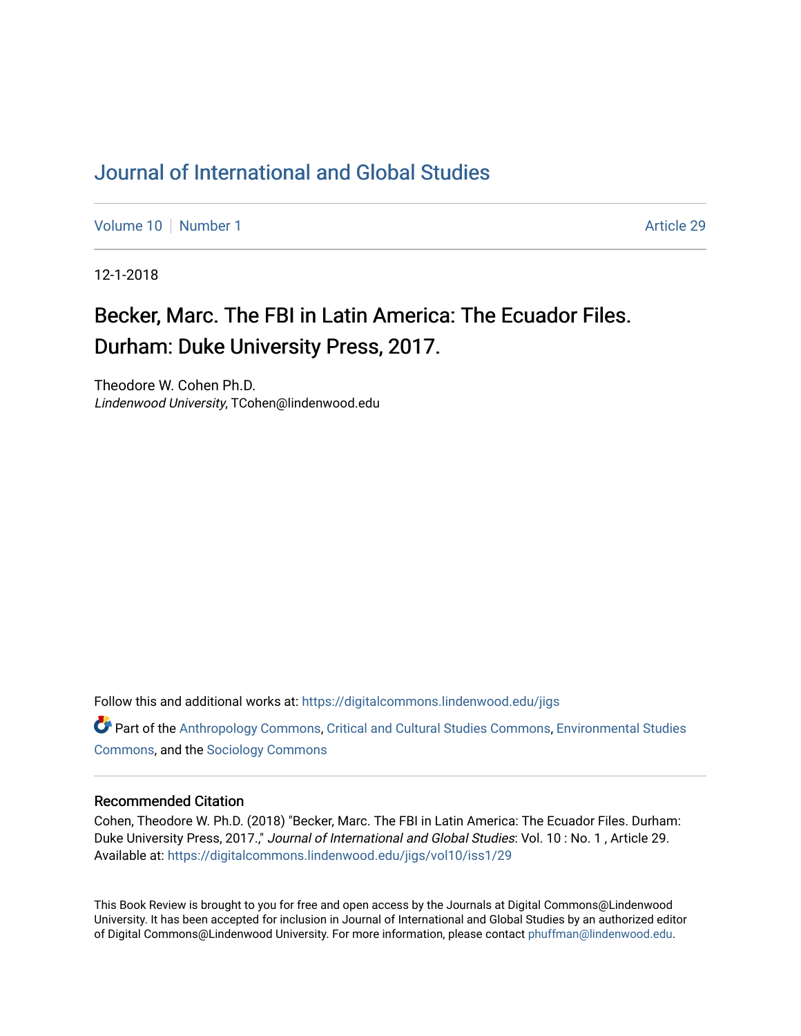# Journal of International and Global Studies

Volume 10 | Number 1 | Article 29

12-1-2018

## Becker, Marc. The FBI in Latin America: The Ecuador Files. Durham: Duke University Press, 2017.

Theodore W. Cohen Ph.D.
*Lindenwood University*, TCohen@lindenwood.edu

Follow this and additional works at: https://digitalcommons.lindenwood.edu/jigs

Part of the Anthropology Commons, Critical and Cultural Studies Commons, Environmental Studies Commons, and the Sociology Commons

### Recommended Citation

Cohen, Theodore W. Ph.D. (2018) "Becker, Marc. The FBI in Latin America: The Ecuador Files. Durham: Duke University Press, 2017.," *Journal of International and Global Studies*: Vol. 10 : No. 1 , Article 29.
Available at: https://digitalcommons.lindenwood.edu/jigs/vol10/iss1/29

This Book Review is brought to you for free and open access by the Journals at Digital Commons@Lindenwood University. It has been accepted for inclusion in Journal of International and Global Studies by an authorized editor of Digital Commons@Lindenwood University. For more information, please contact phuffman@lindenwood.edu.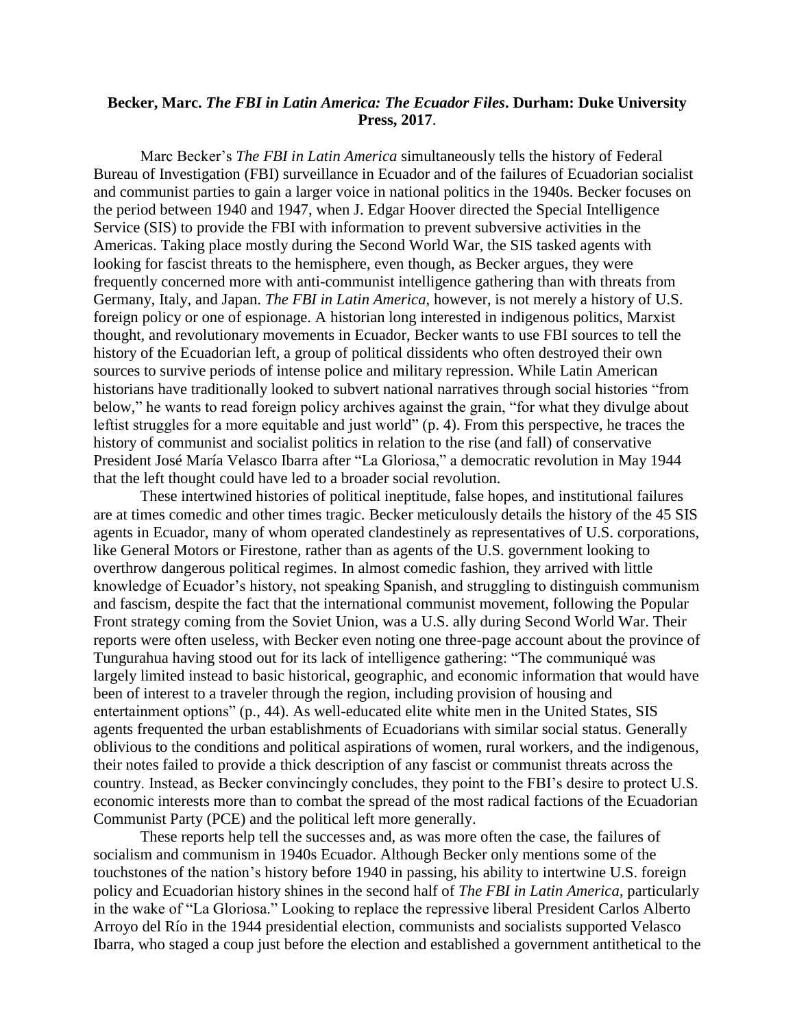**Becker, Marc. *The FBI in Latin America: The Ecuador Files*. Durham: Duke University Press, 2017**.

Marc Becker's *The FBI in Latin America* simultaneously tells the history of Federal Bureau of Investigation (FBI) surveillance in Ecuador and of the failures of Ecuadorian socialist and communist parties to gain a larger voice in national politics in the 1940s. Becker focuses on the period between 1940 and 1947, when J. Edgar Hoover directed the Special Intelligence Service (SIS) to provide the FBI with information to prevent subversive activities in the Americas. Taking place mostly during the Second World War, the SIS tasked agents with looking for fascist threats to the hemisphere, even though, as Becker argues, they were frequently concerned more with anti-communist intelligence gathering than with threats from Germany, Italy, and Japan. *The FBI in Latin America*, however, is not merely a history of U.S. foreign policy or one of espionage. A historian long interested in indigenous politics, Marxist thought, and revolutionary movements in Ecuador, Becker wants to use FBI sources to tell the history of the Ecuadorian left, a group of political dissidents who often destroyed their own sources to survive periods of intense police and military repression. While Latin American historians have traditionally looked to subvert national narratives through social histories "from below," he wants to read foreign policy archives against the grain, "for what they divulge about leftist struggles for a more equitable and just world" (p. 4). From this perspective, he traces the history of communist and socialist politics in relation to the rise (and fall) of conservative President José María Velasco Ibarra after "La Gloriosa," a democratic revolution in May 1944 that the left thought could have led to a broader social revolution.

These intertwined histories of political ineptitude, false hopes, and institutional failures are at times comedic and other times tragic. Becker meticulously details the history of the 45 SIS agents in Ecuador, many of whom operated clandestinely as representatives of U.S. corporations, like General Motors or Firestone, rather than as agents of the U.S. government looking to overthrow dangerous political regimes. In almost comedic fashion, they arrived with little knowledge of Ecuador's history, not speaking Spanish, and struggling to distinguish communism and fascism, despite the fact that the international communist movement, following the Popular Front strategy coming from the Soviet Union, was a U.S. ally during Second World War. Their reports were often useless, with Becker even noting one three-page account about the province of Tungurahua having stood out for its lack of intelligence gathering: "The communiqué was largely limited instead to basic historical, geographic, and economic information that would have been of interest to a traveler through the region, including provision of housing and entertainment options" (p., 44). As well-educated elite white men in the United States, SIS agents frequented the urban establishments of Ecuadorians with similar social status. Generally oblivious to the conditions and political aspirations of women, rural workers, and the indigenous, their notes failed to provide a thick description of any fascist or communist threats across the country. Instead, as Becker convincingly concludes, they point to the FBI's desire to protect U.S. economic interests more than to combat the spread of the most radical factions of the Ecuadorian Communist Party (PCE) and the political left more generally.

These reports help tell the successes and, as was more often the case, the failures of socialism and communism in 1940s Ecuador. Although Becker only mentions some of the touchstones of the nation's history before 1940 in passing, his ability to intertwine U.S. foreign policy and Ecuadorian history shines in the second half of *The FBI in Latin America*, particularly in the wake of "La Gloriosa." Looking to replace the repressive liberal President Carlos Alberto Arroyo del Río in the 1944 presidential election, communists and socialists supported Velasco Ibarra, who staged a coup just before the election and established a government antithetical to the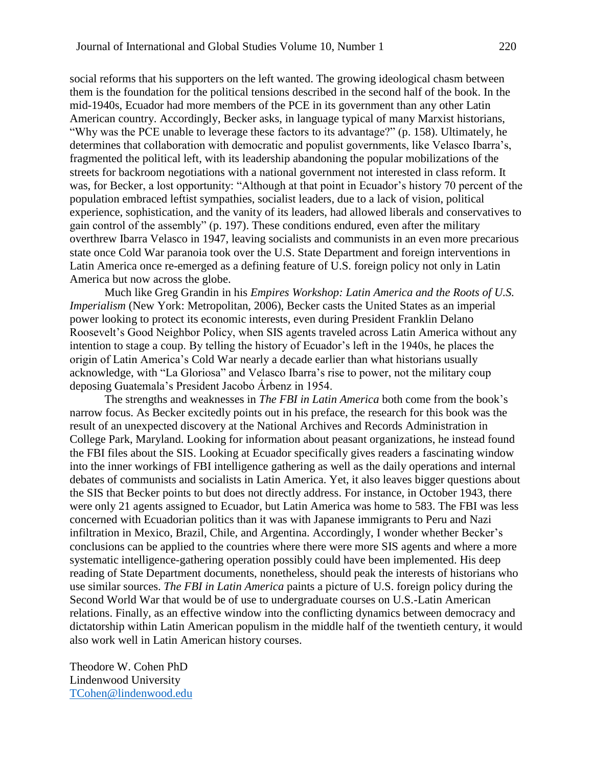social reforms that his supporters on the left wanted. The growing ideological chasm between them is the foundation for the political tensions described in the second half of the book. In the mid-1940s, Ecuador had more members of the PCE in its government than any other Latin American country. Accordingly, Becker asks, in language typical of many Marxist historians, "Why was the PCE unable to leverage these factors to its advantage?" (p. 158). Ultimately, he determines that collaboration with democratic and populist governments, like Velasco Ibarra's, fragmented the political left, with its leadership abandoning the popular mobilizations of the streets for backroom negotiations with a national government not interested in class reform. It was, for Becker, a lost opportunity: "Although at that point in Ecuador's history 70 percent of the population embraced leftist sympathies, socialist leaders, due to a lack of vision, political experience, sophistication, and the vanity of its leaders, had allowed liberals and conservatives to gain control of the assembly" (p. 197). These conditions endured, even after the military overthrew Ibarra Velasco in 1947, leaving socialists and communists in an even more precarious state once Cold War paranoia took over the U.S. State Department and foreign interventions in Latin America once re-emerged as a defining feature of U.S. foreign policy not only in Latin America but now across the globe.

Much like Greg Grandin in his *Empires Workshop: Latin America and the Roots of U.S. Imperialism* (New York: Metropolitan, 2006), Becker casts the United States as an imperial power looking to protect its economic interests, even during President Franklin Delano Roosevelt's Good Neighbor Policy, when SIS agents traveled across Latin America without any intention to stage a coup. By telling the history of Ecuador's left in the 1940s, he places the origin of Latin America's Cold War nearly a decade earlier than what historians usually acknowledge, with "La Gloriosa" and Velasco Ibarra's rise to power, not the military coup deposing Guatemala's President Jacobo Árbenz in 1954.

The strengths and weaknesses in *The FBI in Latin America* both come from the book's narrow focus. As Becker excitedly points out in his preface, the research for this book was the result of an unexpected discovery at the National Archives and Records Administration in College Park, Maryland. Looking for information about peasant organizations, he instead found the FBI files about the SIS. Looking at Ecuador specifically gives readers a fascinating window into the inner workings of FBI intelligence gathering as well as the daily operations and internal debates of communists and socialists in Latin America. Yet, it also leaves bigger questions about the SIS that Becker points to but does not directly address. For instance, in October 1943, there were only 21 agents assigned to Ecuador, but Latin America was home to 583. The FBI was less concerned with Ecuadorian politics than it was with Japanese immigrants to Peru and Nazi infiltration in Mexico, Brazil, Chile, and Argentina. Accordingly, I wonder whether Becker's conclusions can be applied to the countries where there were more SIS agents and where a more systematic intelligence-gathering operation possibly could have been implemented. His deep reading of State Department documents, nonetheless, should peak the interests of historians who use similar sources. *The FBI in Latin America* paints a picture of U.S. foreign policy during the Second World War that would be of use to undergraduate courses on U.S.-Latin American relations. Finally, as an effective window into the conflicting dynamics between democracy and dictatorship within Latin American populism in the middle half of the twentieth century, it would also work well in Latin American history courses.

Theodore W. Cohen PhD
Lindenwood University
TCohen@lindenwood.edu